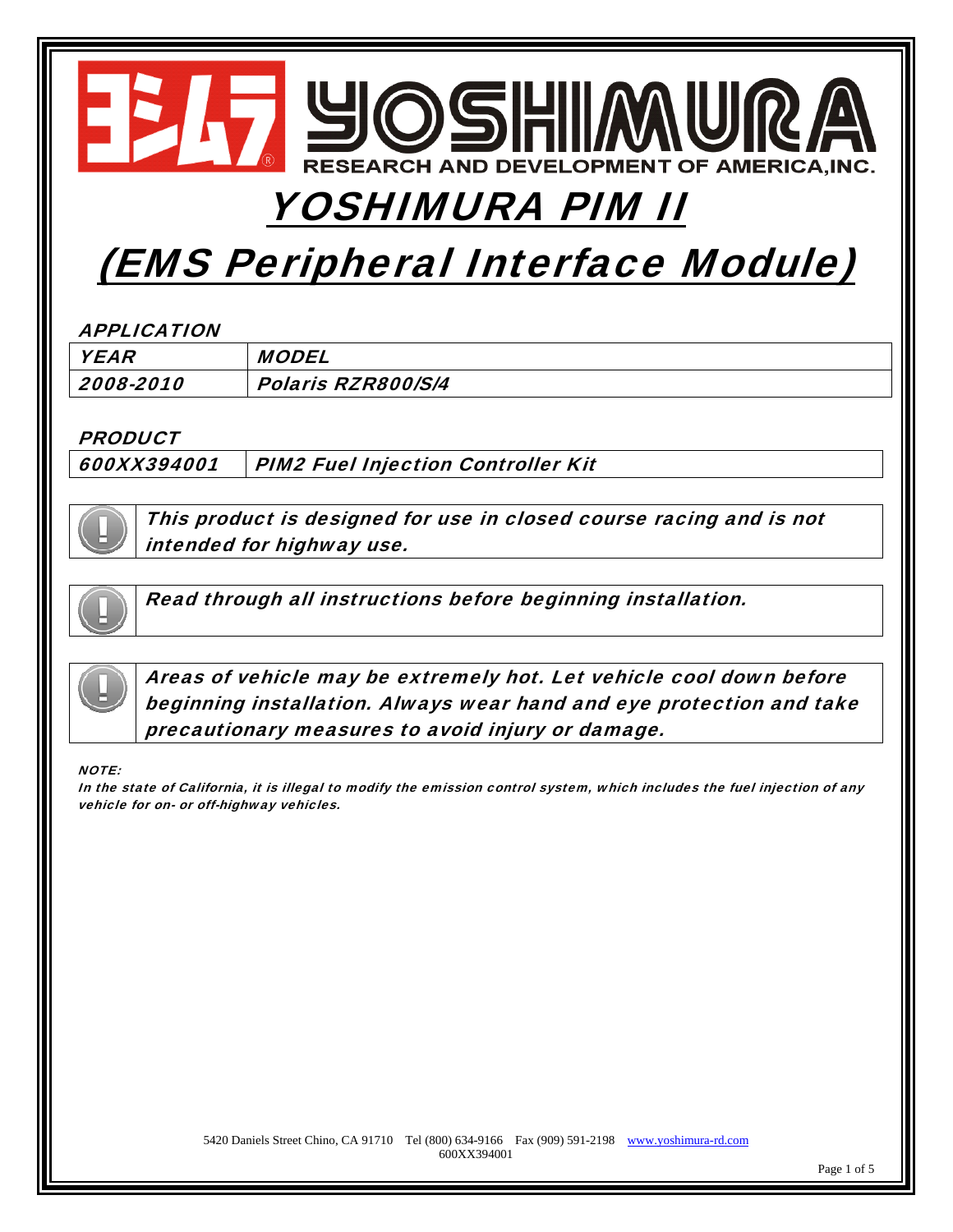# YOSHIMURA

RESEARCH AND DEVELOPMENT OF AMERICA,INC.

# YOSHIMURA PIM II

# (EMS Peripheral Interface Module)

### APPLICATION

| YEAR | MODEL |
| --- | --- |
| 2008-2010 | Polaris RZR800/S/4 |

### PRODUCT

| 600XX394001 | PIM2 Fuel Injection Controller Kit |
| --- | --- |

***This product is designed for use in closed course racing and is not intended for highway use.***

***Read through all instructions before beginning installation.***

***Areas of vehicle may be extremely hot. Let vehicle cool down before beginning installation. Always wear hand and eye protection and take precautionary measures to avoid injury or damage.***

*NOTE:*
*In the state of California, it is illegal to modify the emission control system, which includes the fuel injection of any vehicle for on- or off-highway vehicles.*

5420 Daniels Street Chino, CA 91710 Tel (800) 634-9166 Fax (909) 591-2198 www.yoshimura-rd.com
600XX394001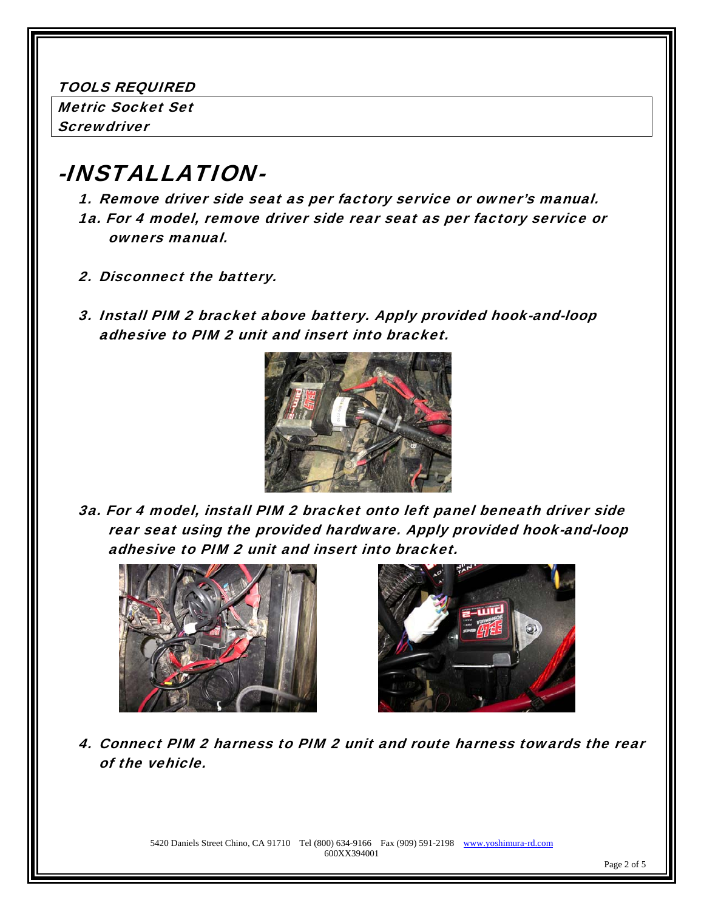### TOOLS REQUIRED

| Metric Socket Set |
| --- |
| Screwdriver |

# -INSTALLATION-

1. Remove driver side seat as per factory service or owner's manual.

1a. For 4 model, remove driver side rear seat as per factory service or owners manual.

2. Disconnect the battery.

3. Install PIM 2 bracket above battery. Apply provided hook-and-loop adhesive to PIM 2 unit and insert into bracket.

3a. For 4 model, install PIM 2 bracket onto left panel beneath driver side rear seat using the provided hardware. Apply provided hook-and-loop adhesive to PIM 2 unit and insert into bracket.

4. Connect PIM 2 harness to PIM 2 unit and route harness towards the rear of the vehicle.

5420 Daniels Street Chino, CA 91710 Tel (800) 634-9166 Fax (909) 591-2198 www.yoshimura-rd.com
600XX394001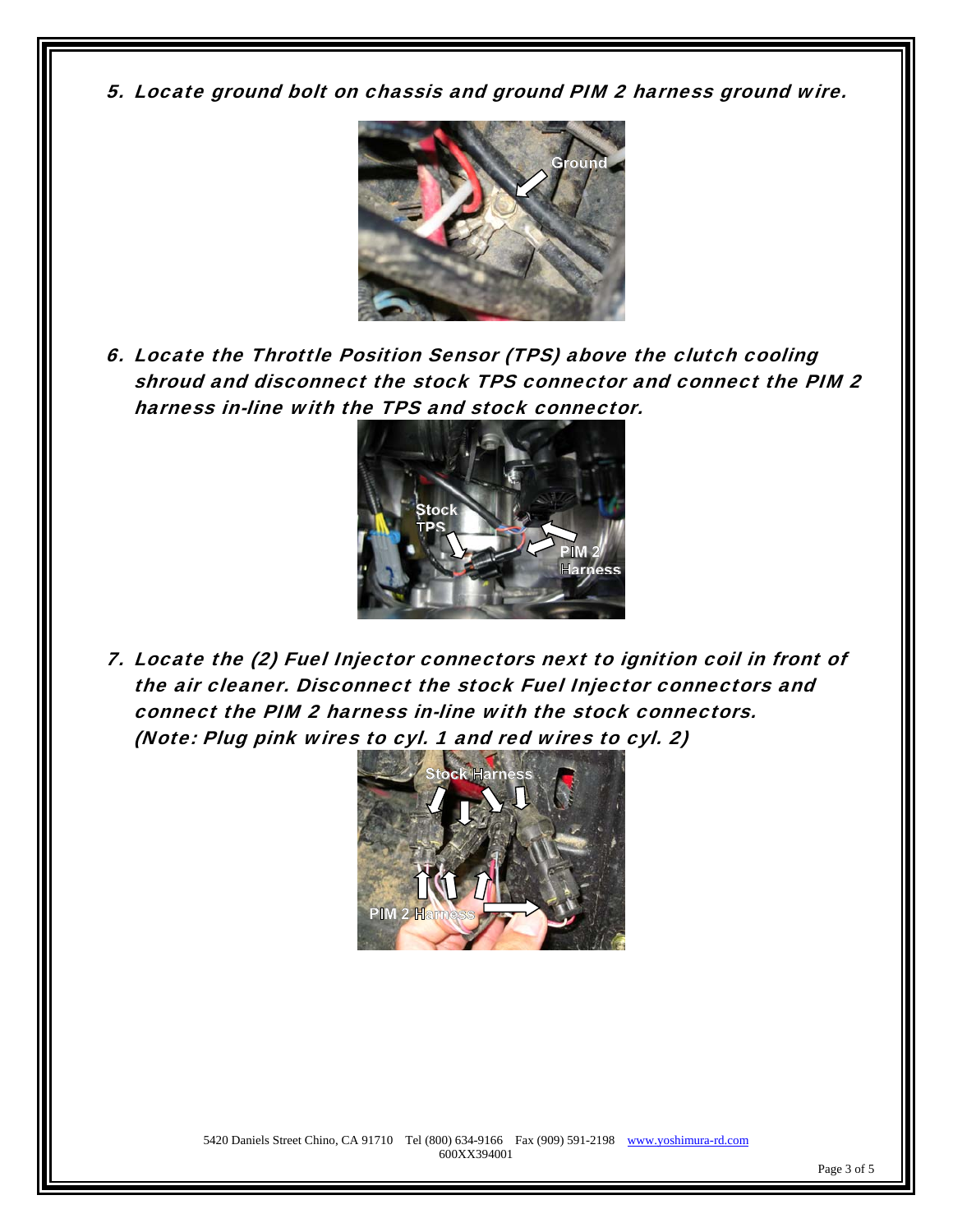5. *Locate ground bolt on chassis and ground PIM 2 harness ground wire.*

6. *Locate the Throttle Position Sensor (TPS) above the clutch cooling shroud and disconnect the stock TPS connector and connect the PIM 2 harness in-line with the TPS and stock connector.*

7. *Locate the (2) Fuel Injector connectors next to ignition coil in front of the air cleaner. Disconnect the stock Fuel Injector connectors and connect the PIM 2 harness in-line with the stock connectors. (Note: Plug pink wires to cyl. 1 and red wires to cyl. 2)*

5420 Daniels Street Chino, CA 91710 Tel (800) 634-9166 Fax (909) 591-2198 www.yoshimura-rd.com
600XX394001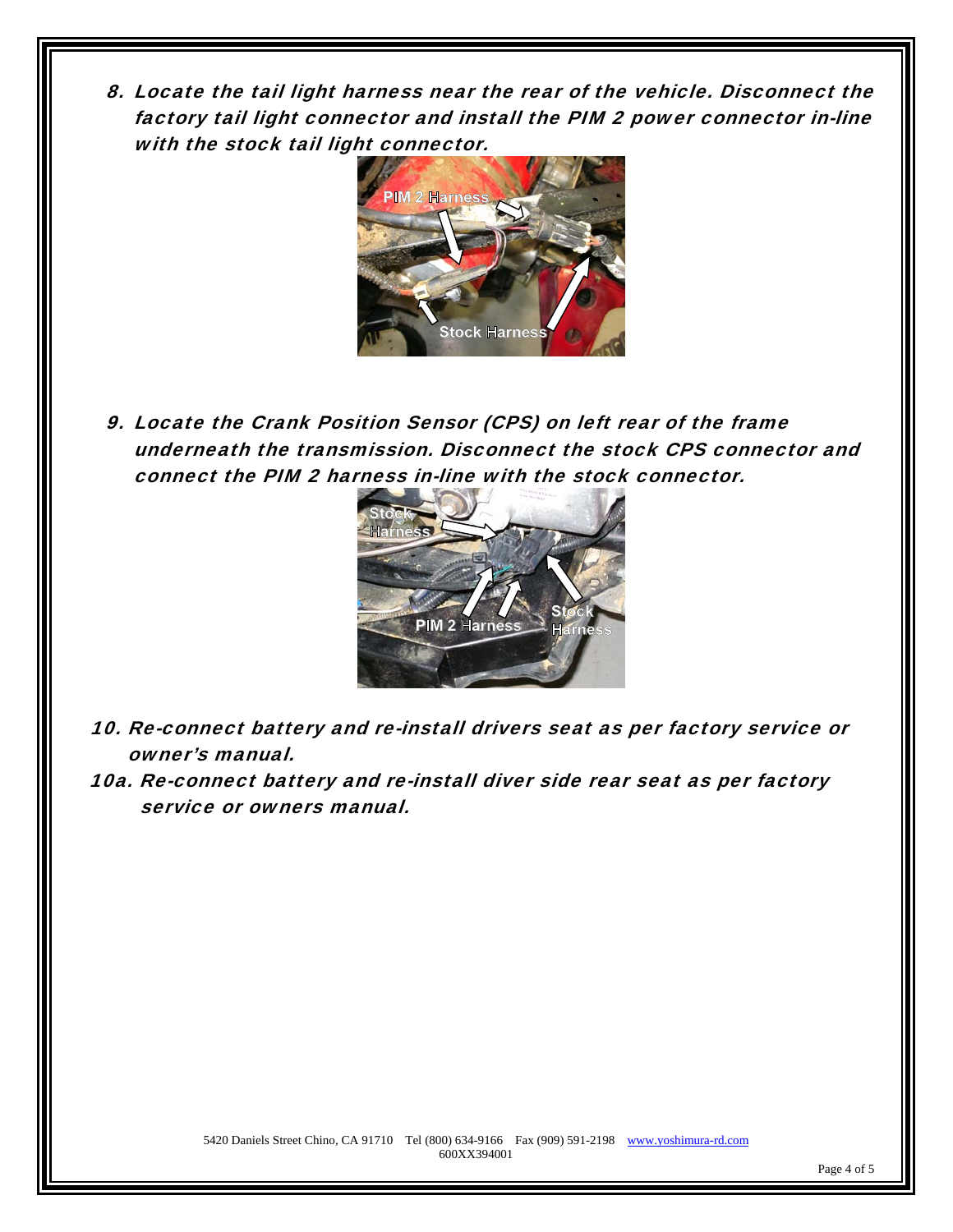8. *Locate the tail light harness near the rear of the vehicle. Disconnect the factory tail light connector and install the PIM 2 power connector in-line with the stock tail light connector.*

9. *Locate the Crank Position Sensor (CPS) on left rear of the frame underneath the transmission. Disconnect the stock CPS connector and connect the PIM 2 harness in-line with the stock connector.*

10. *Re-connect battery and re-install drivers seat as per factory service or owner's manual.*

10a. *Re-connect battery and re-install diver side rear seat as per factory service or owners manual.*

5420 Daniels Street Chino, CA 91710 Tel (800) 634-9166 Fax (909) 591-2198 www.yoshimura-rd.com
600XX394001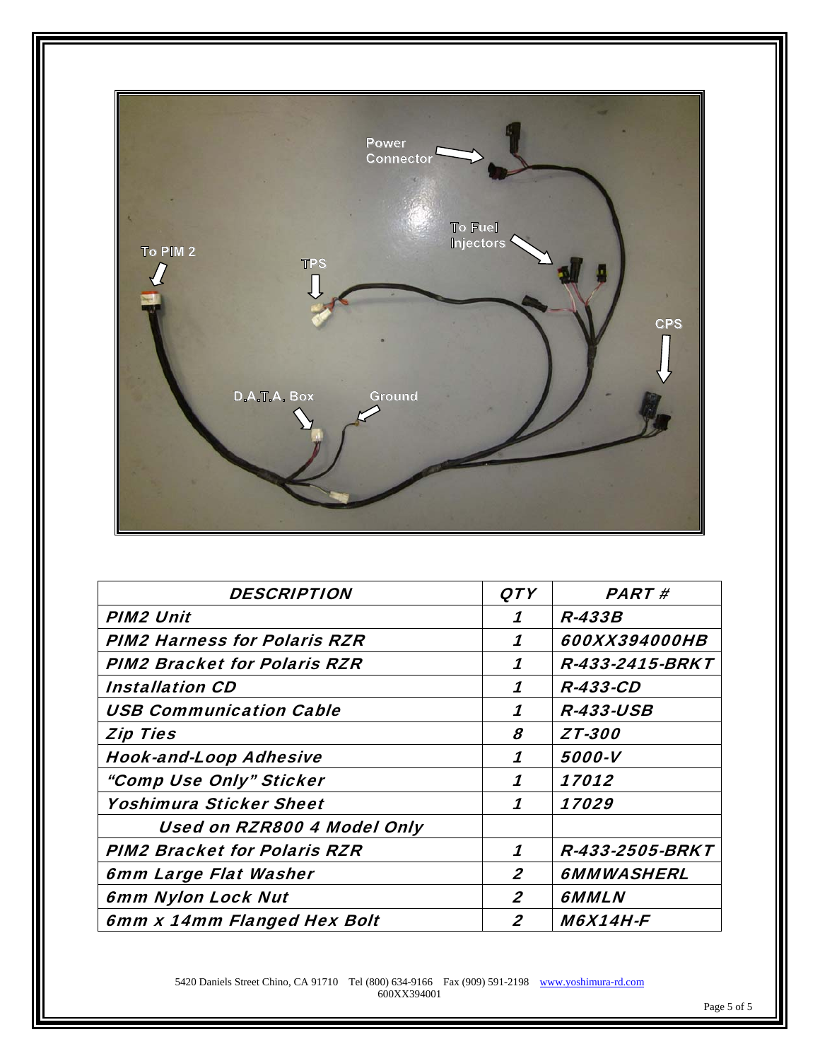| DESCRIPTION | QTY | PART # |
|---|---|---|
| PIM2 Unit | 1 | R-433B |
| PIM2 Harness for Polaris RZR | 1 | 600XX394000HB |
| PIM2 Bracket for Polaris RZR | 1 | R-433-2415-BRKT |
| Installation CD | 1 | R-433-CD |
| USB Communication Cable | 1 | R-433-USB |
| Zip Ties | 8 | ZT-300 |
| Hook-and-Loop Adhesive | 1 | 5000-V |
| "Comp Use Only" Sticker | 1 | 17012 |
| Yoshimura Sticker Sheet | 1 | 17029 |
| Used on RZR800 4 Model Only | | |
| PIM2 Bracket for Polaris RZR | 1 | R-433-2505-BRKT |
| 6mm Large Flat Washer | 2 | 6MMWASHERL |
| 6mm Nylon Lock Nut | 2 | 6MMLN |
| 6mm x 14mm Flanged Hex Bolt | 2 | M6X14H-F |